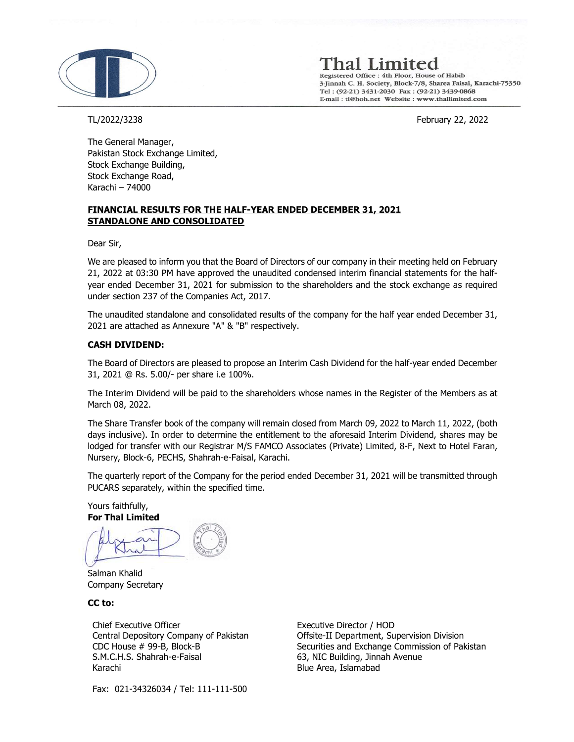# Thal Limited

Registered Office : 4th Floor, House of Habib
3-Jinnah C. H. Society, Block-7/8, Sharea Faisal, Karachi-75350
Tel : (92-21) 3431-2030 Fax : (92-21) 3439-0868
E-mail : tl@hoh.net Website : www.thallimited.com

TL/2022/3238

February 22, 2022

The General Manager,
Pakistan Stock Exchange Limited,
Stock Exchange Building,
Stock Exchange Road,
Karachi – 74000

**FINANCIAL RESULTS FOR THE HALF-YEAR ENDED DECEMBER 31, 2021**
**STANDALONE AND CONSOLIDATED**

Dear Sir,

We are pleased to inform you that the Board of Directors of our company in their meeting held on February 21, 2022 at 03:30 PM have approved the unaudited condensed interim financial statements for the half-year ended December 31, 2021 for submission to the shareholders and the stock exchange as required under section 237 of the Companies Act, 2017.

The unaudited standalone and consolidated results of the company for the half year ended December 31, 2021 are attached as Annexure "A" & "B" respectively.

**CASH DIVIDEND:**

The Board of Directors are pleased to propose an Interim Cash Dividend for the half-year ended December 31, 2021 @ Rs. 5.00/- per share i.e 100%.

The Interim Dividend will be paid to the shareholders whose names in the Register of the Members as at March 08, 2022.

The Share Transfer book of the company will remain closed from March 09, 2022 to March 11, 2022, (both days inclusive). In order to determine the entitlement to the aforesaid Interim Dividend, shares may be lodged for transfer with our Registrar M/S FAMCO Associates (Private) Limited, 8-F, Next to Hotel Faran, Nursery, Block-6, PECHS, Shahrah-e-Faisal, Karachi.

The quarterly report of the Company for the period ended December 31, 2021 will be transmitted through PUCARS separately, within the specified time.

Yours faithfully,
**For Thal Limited**

Salman Khalid
Company Secretary

**CC to:**

Chief Executive Officer
Central Depository Company of Pakistan
CDC House # 99-B, Block-B
S.M.C.H.S. Shahrah-e-Faisal
Karachi

Fax: 021-34326034 / Tel: 111-111-500

Executive Director / HOD
Offsite-II Department, Supervision Division
Securities and Exchange Commission of Pakistan
63, NIC Building, Jinnah Avenue
Blue Area, Islamabad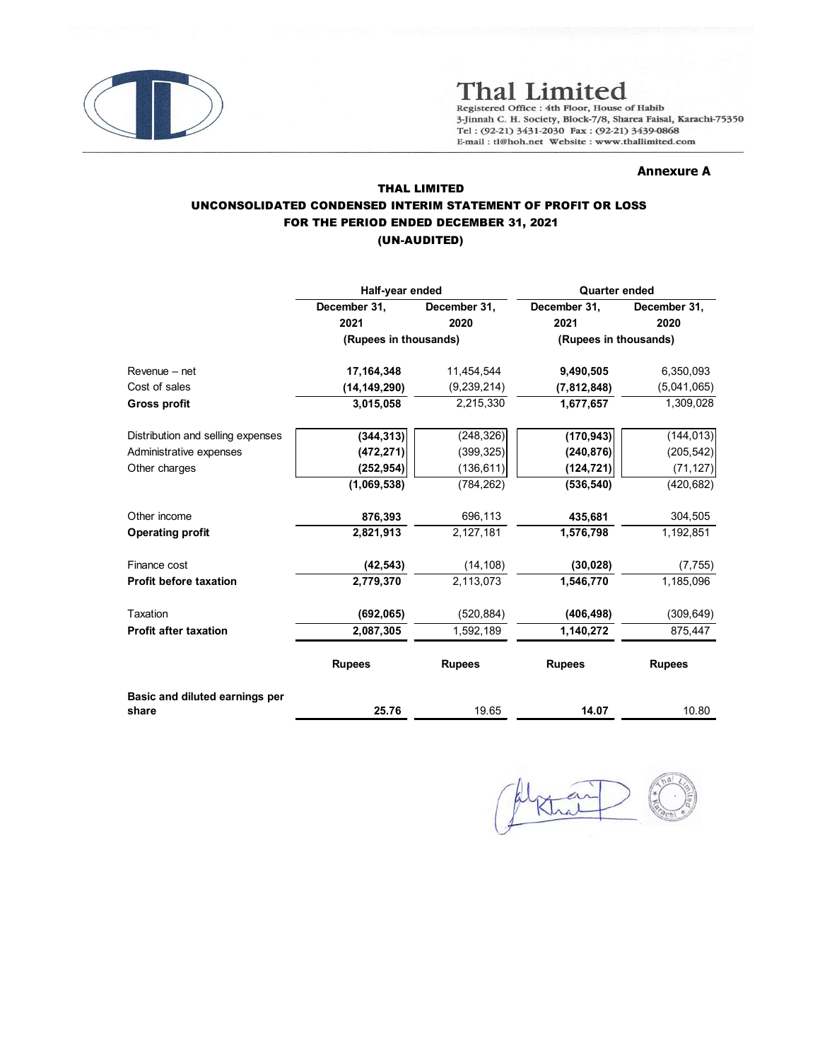# Thal Limited

Registered Office : 4th Floor, House of Habib
3-Jinnah C. H. Society, Block-7/8, Sharea Faisal, Karachi-75350
Tel : (92-21) 3431-2030 Fax : (92-21) 3439-0868
E-mail : tl@hoh.net Website : www.thallimited.com

**Annexure A**

## THAL LIMITED
## UNCONSOLIDATED CONDENSED INTERIM STATEMENT OF PROFIT OR LOSS
## FOR THE PERIOD ENDED DECEMBER 31, 2021
## (UN-AUDITED)

| | Half-year ended | | Quarter ended | |
|---|---|---|---|---|
| | December 31, 2021 | December 31, 2020 | December 31, 2021 | December 31, 2020 |
| | (Rupees in thousands) | | (Rupees in thousands) | |
| Revenue – net | **17,164,348** | 11,454,544 | **9,490,505** | 6,350,093 |
| Cost of sales | **(14,149,290)** | (9,239,214) | **(7,812,848)** | (5,041,065) |
| **Gross profit** | **3,015,058** | 2,215,330 | **1,677,657** | 1,309,028 |
| Distribution and selling expenses | **(344,313)** | (248,326) | **(170,943)** | (144,013) |
| Administrative expenses | **(472,271)** | (399,325) | **(240,876)** | (205,542) |
| Other charges | **(252,954)** | (136,611) | **(124,721)** | (71,127) |
| | **(1,069,538)** | (784,262) | **(536,540)** | (420,682) |
| Other income | **876,393** | 696,113 | **435,681** | 304,505 |
| **Operating profit** | **2,821,913** | 2,127,181 | **1,576,798** | 1,192,851 |
| Finance cost | **(42,543)** | (14,108) | **(30,028)** | (7,755) |
| **Profit before taxation** | **2,779,370** | 2,113,073 | **1,546,770** | 1,185,096 |
| Taxation | **(692,065)** | (520,884) | **(406,498)** | (309,649) |
| **Profit after taxation** | **2,087,305** | 1,592,189 | **1,140,272** | 875,447 |
| | **Rupees** | **Rupees** | **Rupees** | **Rupees** |
| **Basic and diluted earnings per share** | **25.76** | 19.65 | **14.07** | 10.80 |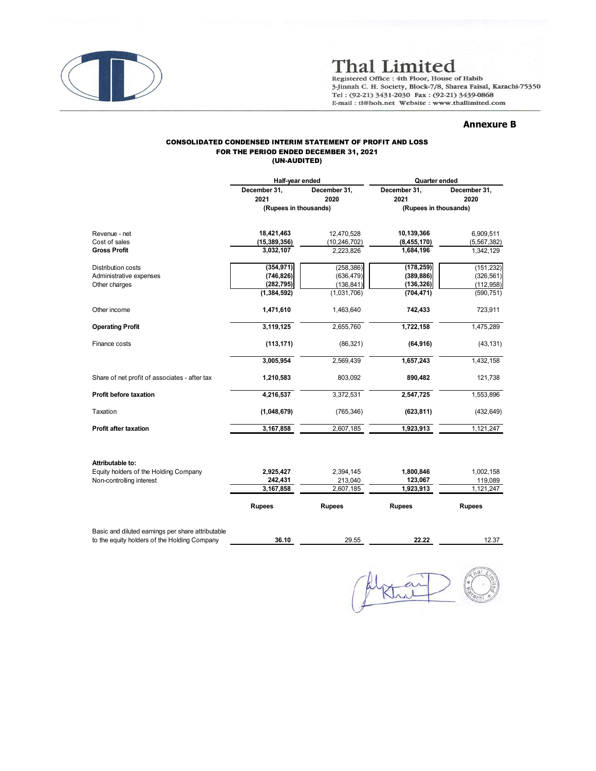# Thal Limited

Registered Office : 4th Floor, House of Habib
3-Jinnah C. H. Society, Block-7/8, Sharea Faisal, Karachi-75350
Tel : (92-21) 3431-2030 Fax : (92-21) 3439-0868
E-mail : tl@hoh.net Website : www.thallimited.com

**Annexure B**

**CONSOLIDATED CONDENSED INTERIM STATEMENT OF PROFIT AND LOSS**
**FOR THE PERIOD ENDED DECEMBER 31, 2021**
**(UN-AUDITED)**

| | Half-year ended | | Quarter ended | |
|---|---|---|---|---|
| | December 31, 2021 | December 31, 2020 | December 31, 2021 | December 31, 2020 |
| | (Rupees in thousands) | | (Rupees in thousands) | |
| Revenue - net | **18,421,463** | 12,470,528 | **10,139,366** | 6,909,511 |
| Cost of sales | **(15,389,356)** | (10,246,702) | **(8,455,170)** | (5,567,382) |
| **Gross Profit** | **3,032,107** | 2,223,826 | **1,684,196** | 1,342,129 |
| Distribution costs | **(354,971)** | (258,386) | **(178,259)** | (151,232) |
| Administrative expenses | **(746,826)** | (636,479) | **(389,886)** | (326,561) |
| Other charges | **(282,795)** | (136,841) | **(136,326)** | (112,958) |
| | **(1,384,592)** | (1,031,706) | **(704,471)** | (590,751) |
| Other income | **1,471,610** | 1,463,640 | **742,433** | 723,911 |
| **Operating Profit** | **3,119,125** | 2,655,760 | **1,722,158** | 1,475,289 |
| Finance costs | **(113,171)** | (86,321) | **(64,916)** | (43,131) |
| | **3,005,954** | 2,569,439 | **1,657,243** | 1,432,158 |
| Share of net profit of associates - after tax | **1,210,583** | 803,092 | **890,482** | 121,738 |
| **Profit before taxation** | **4,216,537** | 3,372,531 | **2,547,725** | 1,553,896 |
| Taxation | **(1,048,679)** | (765,346) | **(623,811)** | (432,649) |
| **Profit after taxation** | **3,167,858** | 2,607,185 | **1,923,913** | 1,121,247 |
| **Attributable to:** | | | | |
| Equity holders of the Holding Company | **2,925,427** | 2,394,145 | **1,800,846** | 1,002,158 |
| Non-controlling interest | **242,431** | 213,040 | **123,067** | 119,089 |
| | **3,167,858** | 2,607,185 | **1,923,913** | 1,121,247 |
| | **Rupees** | **Rupees** | **Rupees** | **Rupees** |
| Basic and diluted earnings per share attributable to the equity holders of the Holding Company | **36.10** | 29.55 | **22.22** | 12.37 |